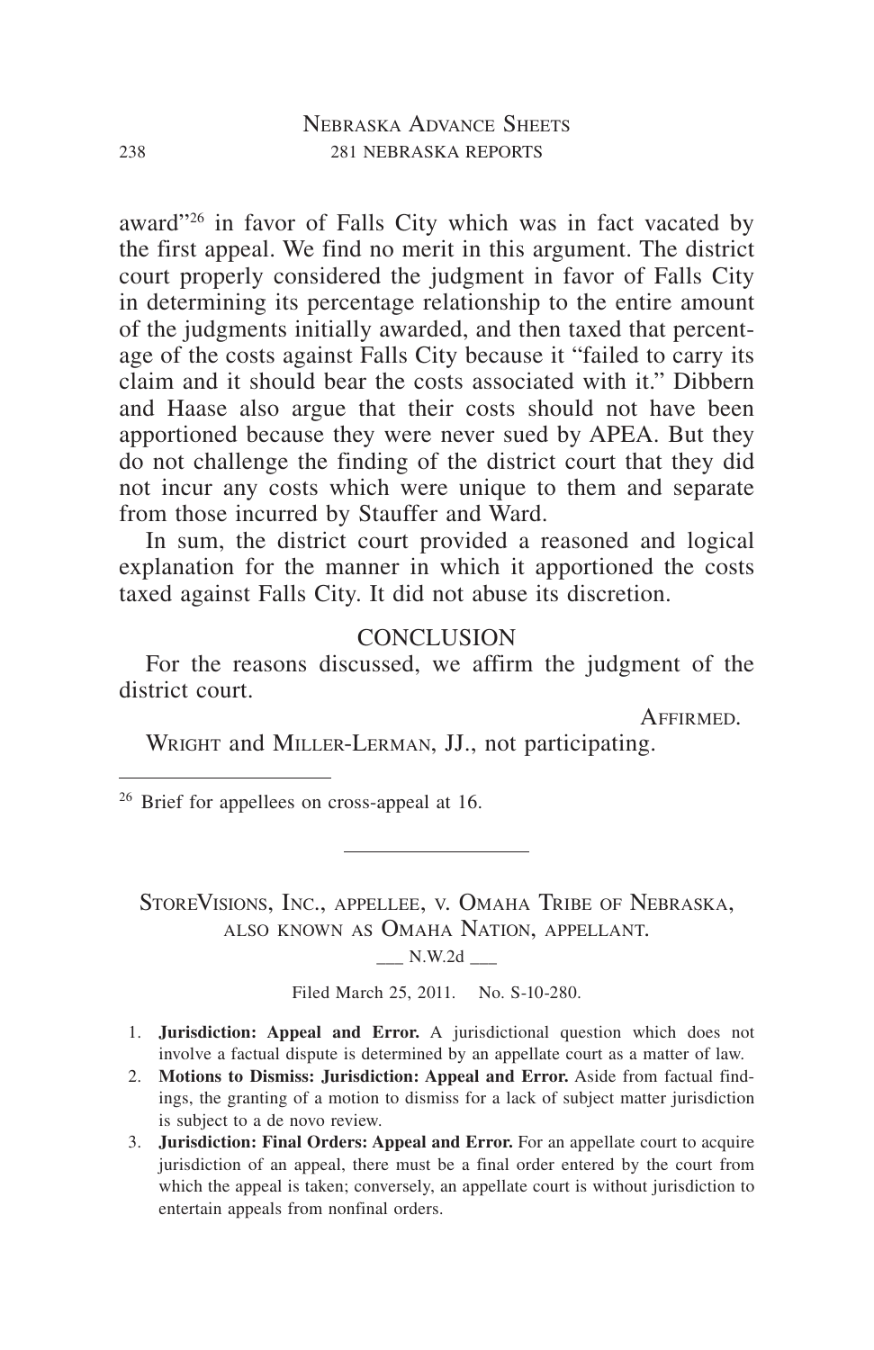award"[26] in favor of Falls City which was in fact vacated by the first appeal. We find no merit in this argument. The district court properly considered the judgment in favor of Falls City in determining its percentage relationship to the entire amount of the judgments initially awarded, and then taxed that percentage of the costs against Falls City because it "failed to carry its claim and it should bear the costs associated with it." Dibbern and Haase also argue that their costs should not have been apportioned because they were never sued by APEA. But they do not challenge the finding of the district court that they did not incur any costs which were unique to them and separate from those incurred by Stauffer and Ward.

In sum, the district court provided a reasoned and logical explanation for the manner in which it apportioned the costs taxed against Falls City. It did not abuse its discretion.

## CONCLUSION

For the reasons discussed, we affirm the judgment of the district court.

AFFIRMED.

WRIGHT and MILLER-LERMAN, JJ., not participating.

---

[26] Brief for appellees on cross-appeal at 16.

---

STOREVISIONS, INC., APPELLEE, V. OMAHA TRIBE OF NEBRASKA, ALSO KNOWN AS OMAHA NATION, APPELLANT.

___ N.W.2d ___

Filed March 25, 2011. No. S-10-280.

1. **Jurisdiction: Appeal and Error.** A jurisdictional question which does not involve a factual dispute is determined by an appellate court as a matter of law.
2. **Motions to Dismiss: Jurisdiction: Appeal and Error.** Aside from factual findings, the granting of a motion to dismiss for a lack of subject matter jurisdiction is subject to a de novo review.
3. **Jurisdiction: Final Orders: Appeal and Error.** For an appellate court to acquire jurisdiction of an appeal, there must be a final order entered by the court from which the appeal is taken; conversely, an appellate court is without jurisdiction to entertain appeals from nonfinal orders.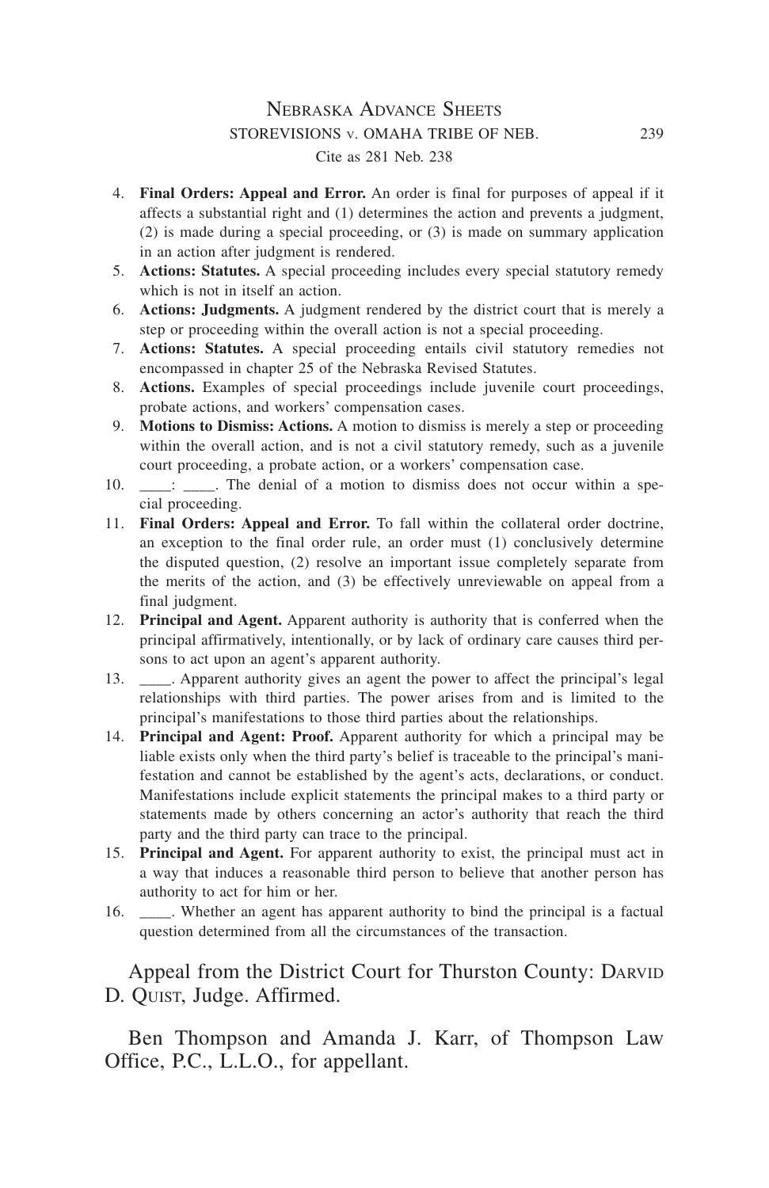4. **Final Orders: Appeal and Error.** An order is final for purposes of appeal if it affects a substantial right and (1) determines the action and prevents a judgment, (2) is made during a special proceeding, or (3) is made on summary application in an action after judgment is rendered.
5. **Actions: Statutes.** A special proceeding includes every special statutory remedy which is not in itself an action.
6. **Actions: Judgments.** A judgment rendered by the district court that is merely a step or proceeding within the overall action is not a special proceeding.
7. **Actions: Statutes.** A special proceeding entails civil statutory remedies not encompassed in chapter 25 of the Nebraska Revised Statutes.
8. **Actions.** Examples of special proceedings include juvenile court proceedings, probate actions, and workers' compensation cases.
9. **Motions to Dismiss: Actions.** A motion to dismiss is merely a step or proceeding within the overall action, and is not a civil statutory remedy, such as a juvenile court proceeding, a probate action, or a workers' compensation case.
10. ____: ____. The denial of a motion to dismiss does not occur within a special proceeding.
11. **Final Orders: Appeal and Error.** To fall within the collateral order doctrine, an exception to the final order rule, an order must (1) conclusively determine the disputed question, (2) resolve an important issue completely separate from the merits of the action, and (3) be effectively unreviewable on appeal from a final judgment.
12. **Principal and Agent.** Apparent authority is authority that is conferred when the principal affirmatively, intentionally, or by lack of ordinary care causes third persons to act upon an agent's apparent authority.
13. ____. Apparent authority gives an agent the power to affect the principal's legal relationships with third parties. The power arises from and is limited to the principal's manifestations to those third parties about the relationships.
14. **Principal and Agent: Proof.** Apparent authority for which a principal may be liable exists only when the third party's belief is traceable to the principal's manifestation and cannot be established by the agent's acts, declarations, or conduct. Manifestations include explicit statements the principal makes to a third party or statements made by others concerning an actor's authority that reach the third party and the third party can trace to the principal.
15. **Principal and Agent.** For apparent authority to exist, the principal must act in a way that induces a reasonable third person to believe that another person has authority to act for him or her.
16. ____. Whether an agent has apparent authority to bind the principal is a factual question determined from all the circumstances of the transaction.

Appeal from the District Court for Thurston County: Darvid D. Quist, Judge. Affirmed.

Ben Thompson and Amanda J. Karr, of Thompson Law Office, P.C., L.L.O., for appellant.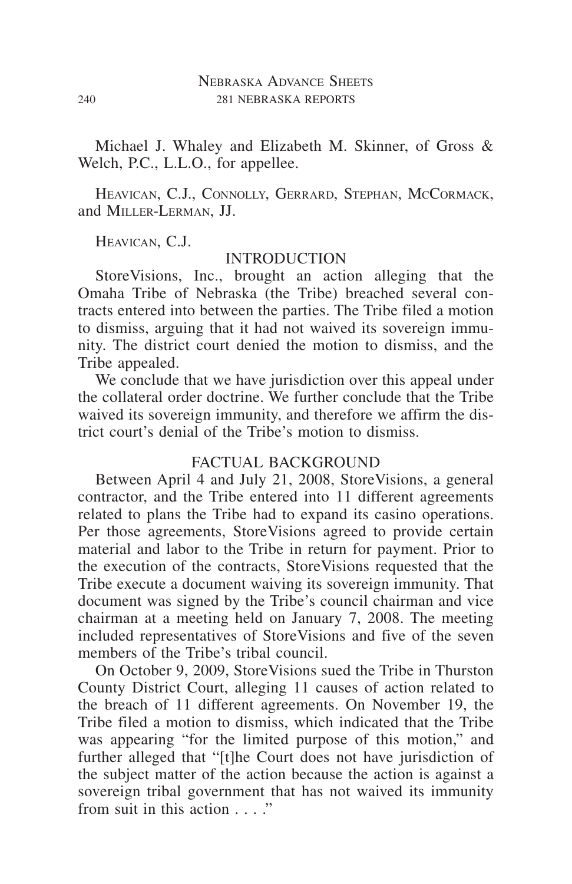Michael J. Whaley and Elizabeth M. Skinner, of Gross & Welch, P.C., L.L.O., for appellee.

Heavican, C.J., Connolly, Gerrard, Stephan, McCormack, and Miller-Lerman, JJ.

Heavican, C.J.

## INTRODUCTION

StoreVisions, Inc., brought an action alleging that the Omaha Tribe of Nebraska (the Tribe) breached several contracts entered into between the parties. The Tribe filed a motion to dismiss, arguing that it had not waived its sovereign immunity. The district court denied the motion to dismiss, and the Tribe appealed.

We conclude that we have jurisdiction over this appeal under the collateral order doctrine. We further conclude that the Tribe waived its sovereign immunity, and therefore we affirm the district court's denial of the Tribe's motion to dismiss.

## FACTUAL BACKGROUND

Between April 4 and July 21, 2008, StoreVisions, a general contractor, and the Tribe entered into 11 different agreements related to plans the Tribe had to expand its casino operations. Per those agreements, StoreVisions agreed to provide certain material and labor to the Tribe in return for payment. Prior to the execution of the contracts, StoreVisions requested that the Tribe execute a document waiving its sovereign immunity. That document was signed by the Tribe's council chairman and vice chairman at a meeting held on January 7, 2008. The meeting included representatives of StoreVisions and five of the seven members of the Tribe's tribal council.

On October 9, 2009, StoreVisions sued the Tribe in Thurston County District Court, alleging 11 causes of action related to the breach of 11 different agreements. On November 19, the Tribe filed a motion to dismiss, which indicated that the Tribe was appearing "for the limited purpose of this motion," and further alleged that "[t]he Court does not have jurisdiction of the subject matter of the action because the action is against a sovereign tribal government that has not waived its immunity from suit in this action . . . ."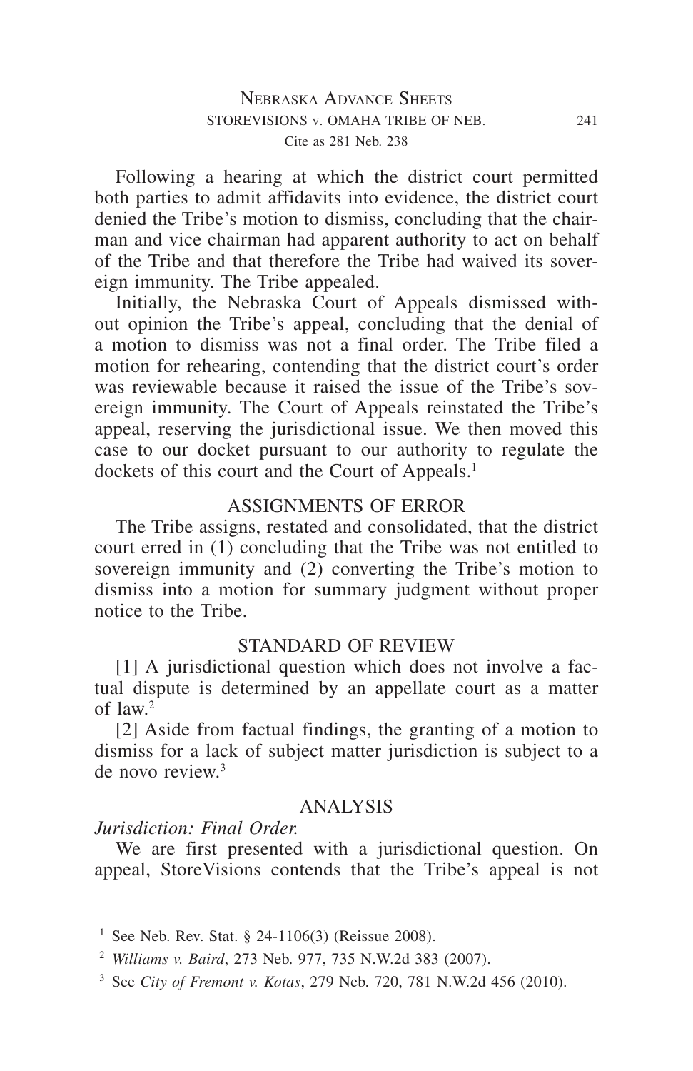Following a hearing at which the district court permitted both parties to admit affidavits into evidence, the district court denied the Tribe's motion to dismiss, concluding that the chairman and vice chairman had apparent authority to act on behalf of the Tribe and that therefore the Tribe had waived its sovereign immunity. The Tribe appealed.

Initially, the Nebraska Court of Appeals dismissed without opinion the Tribe's appeal, concluding that the denial of a motion to dismiss was not a final order. The Tribe filed a motion for rehearing, contending that the district court's order was reviewable because it raised the issue of the Tribe's sovereign immunity. The Court of Appeals reinstated the Tribe's appeal, reserving the jurisdictional issue. We then moved this case to our docket pursuant to our authority to regulate the dockets of this court and the Court of Appeals.[1]

## ASSIGNMENTS OF ERROR

The Tribe assigns, restated and consolidated, that the district court erred in (1) concluding that the Tribe was not entitled to sovereign immunity and (2) converting the Tribe's motion to dismiss into a motion for summary judgment without proper notice to the Tribe.

## STANDARD OF REVIEW

[1] A jurisdictional question which does not involve a factual dispute is determined by an appellate court as a matter of law.[2]

[2] Aside from factual findings, the granting of a motion to dismiss for a lack of subject matter jurisdiction is subject to a de novo review.[3]

## ANALYSIS

### *Jurisdiction: Final Order.*

We are first presented with a jurisdictional question. On appeal, StoreVisions contends that the Tribe's appeal is not

---

[1] See Neb. Rev. Stat. § 24-1106(3) (Reissue 2008).

[2] *Williams v. Baird*, 273 Neb. 977, 735 N.W.2d 383 (2007).

[3] See *City of Fremont v. Kotas*, 279 Neb. 720, 781 N.W.2d 456 (2010).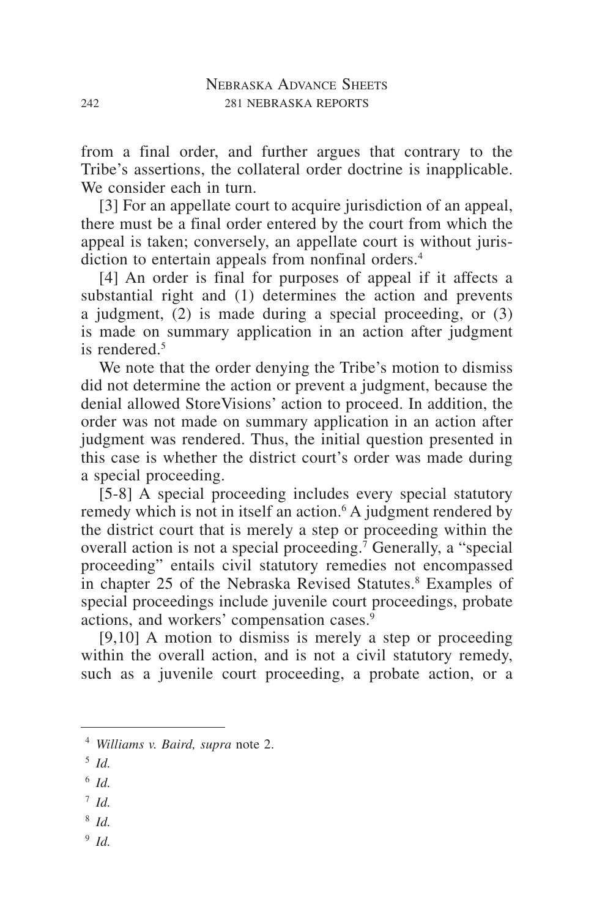from a final order, and further argues that contrary to the Tribe's assertions, the collateral order doctrine is inapplicable. We consider each in turn.

[3] For an appellate court to acquire jurisdiction of an appeal, there must be a final order entered by the court from which the appeal is taken; conversely, an appellate court is without jurisdiction to entertain appeals from nonfinal orders.[4]

[4] An order is final for purposes of appeal if it affects a substantial right and (1) determines the action and prevents a judgment, (2) is made during a special proceeding, or (3) is made on summary application in an action after judgment is rendered.[5]

We note that the order denying the Tribe's motion to dismiss did not determine the action or prevent a judgment, because the denial allowed StoreVisions' action to proceed. In addition, the order was not made on summary application in an action after judgment was rendered. Thus, the initial question presented in this case is whether the district court's order was made during a special proceeding.

[5-8] A special proceeding includes every special statutory remedy which is not in itself an action.[6] A judgment rendered by the district court that is merely a step or proceeding within the overall action is not a special proceeding.[7] Generally, a "special proceeding" entails civil statutory remedies not encompassed in chapter 25 of the Nebraska Revised Statutes.[8] Examples of special proceedings include juvenile court proceedings, probate actions, and workers' compensation cases.[9]

[9,10] A motion to dismiss is merely a step or proceeding within the overall action, and is not a civil statutory remedy, such as a juvenile court proceeding, a probate action, or a

---

[4] *Williams v. Baird, supra* note 2.

[5] *Id.*

[6] *Id.*

[7] *Id.*

[8] *Id.*

[9] *Id.*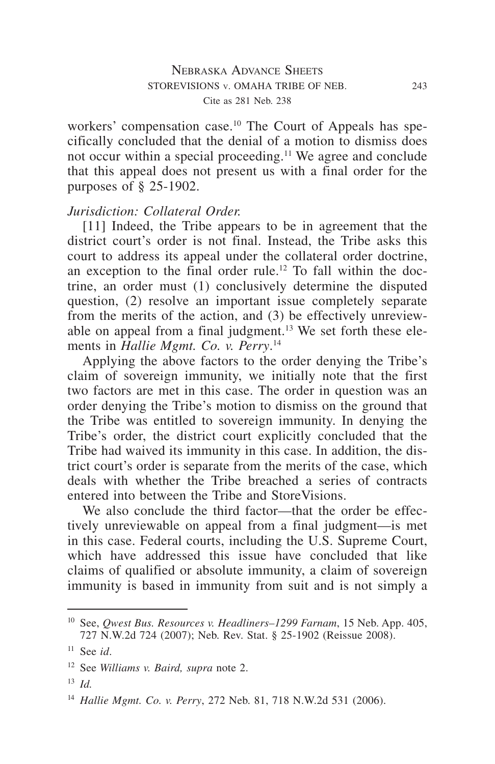workers' compensation case.[10] The Court of Appeals has specifically concluded that the denial of a motion to dismiss does not occur within a special proceeding.[11] We agree and conclude that this appeal does not present us with a final order for the purposes of § 25-1902.

*Jurisdiction: Collateral Order.*

[11] Indeed, the Tribe appears to be in agreement that the district court's order is not final. Instead, the Tribe asks this court to address its appeal under the collateral order doctrine, an exception to the final order rule.[12] To fall within the doctrine, an order must (1) conclusively determine the disputed question, (2) resolve an important issue completely separate from the merits of the action, and (3) be effectively unreviewable on appeal from a final judgment.[13] We set forth these elements in *Hallie Mgmt. Co. v. Perry*.[14]

Applying the above factors to the order denying the Tribe's claim of sovereign immunity, we initially note that the first two factors are met in this case. The order in question was an order denying the Tribe's motion to dismiss on the ground that the Tribe was entitled to sovereign immunity. In denying the Tribe's order, the district court explicitly concluded that the Tribe had waived its immunity in this case. In addition, the district court's order is separate from the merits of the case, which deals with whether the Tribe breached a series of contracts entered into between the Tribe and StoreVisions.

We also conclude the third factor—that the order be effectively unreviewable on appeal from a final judgment—is met in this case. Federal courts, including the U.S. Supreme Court, which have addressed this issue have concluded that like claims of qualified or absolute immunity, a claim of sovereign immunity is based in immunity from suit and is not simply a

---

[10] See, *Qwest Bus. Resources v. Headliners–1299 Farnam*, 15 Neb. App. 405, 727 N.W.2d 724 (2007); Neb. Rev. Stat. § 25-1902 (Reissue 2008).

[11] See *id*.

[12] See *Williams v. Baird, supra* note 2.

[13] *Id.*

[14] *Hallie Mgmt. Co. v. Perry*, 272 Neb. 81, 718 N.W.2d 531 (2006).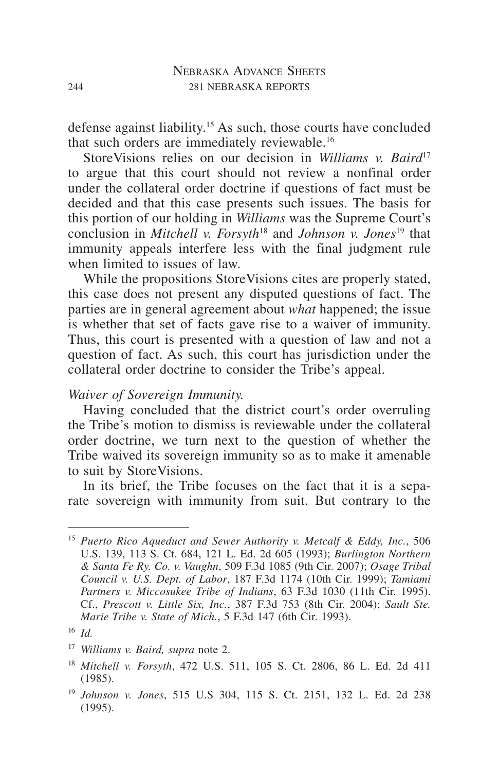defense against liability.[15] As such, those courts have concluded that such orders are immediately reviewable.[16]

StoreVisions relies on our decision in *Williams v. Baird*[17] to argue that this court should not review a nonfinal order under the collateral order doctrine if questions of fact must be decided and that this case presents such issues. The basis for this portion of our holding in *Williams* was the Supreme Court's conclusion in *Mitchell v. Forsyth*[18] and *Johnson v. Jones*[19] that immunity appeals interfere less with the final judgment rule when limited to issues of law.

While the propositions StoreVisions cites are properly stated, this case does not present any disputed questions of fact. The parties are in general agreement about *what* happened; the issue is whether that set of facts gave rise to a waiver of immunity. Thus, this court is presented with a question of law and not a question of fact. As such, this court has jurisdiction under the collateral order doctrine to consider the Tribe's appeal.

*Waiver of Sovereign Immunity.*

Having concluded that the district court's order overruling the Tribe's motion to dismiss is reviewable under the collateral order doctrine, we turn next to the question of whether the Tribe waived its sovereign immunity so as to make it amenable to suit by StoreVisions.

In its brief, the Tribe focuses on the fact that it is a separate sovereign with immunity from suit. But contrary to the

---

[15] *Puerto Rico Aqueduct and Sewer Authority v. Metcalf & Eddy, Inc.*, 506 U.S. 139, 113 S. Ct. 684, 121 L. Ed. 2d 605 (1993); *Burlington Northern & Santa Fe Ry. Co. v. Vaughn*, 509 F.3d 1085 (9th Cir. 2007); *Osage Tribal Council v. U.S. Dept. of Labor*, 187 F.3d 1174 (10th Cir. 1999); *Tamiami Partners v. Miccosukee Tribe of Indians*, 63 F.3d 1030 (11th Cir. 1995). Cf., *Prescott v. Little Six, Inc.*, 387 F.3d 753 (8th Cir. 2004); *Sault Ste. Marie Tribe v. State of Mich.*, 5 F.3d 147 (6th Cir. 1993).

[16] *Id.*

[17] *Williams v. Baird, supra* note 2.

[18] *Mitchell v. Forsyth*, 472 U.S. 511, 105 S. Ct. 2806, 86 L. Ed. 2d 411 (1985).

[19] *Johnson v. Jones*, 515 U.S 304, 115 S. Ct. 2151, 132 L. Ed. 2d 238 (1995).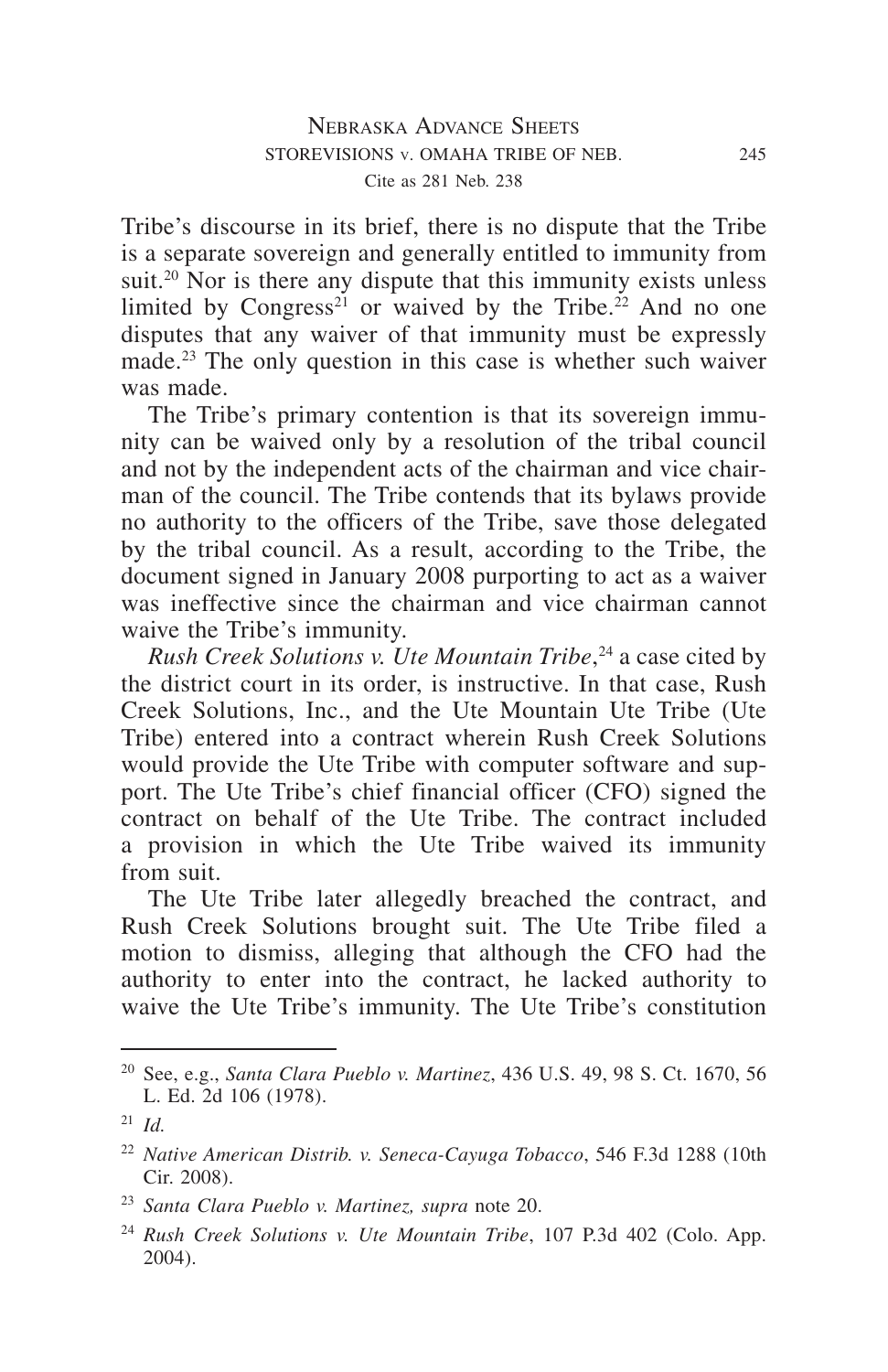Tribe's discourse in its brief, there is no dispute that the Tribe is a separate sovereign and generally entitled to immunity from suit.[20] Nor is there any dispute that this immunity exists unless limited by Congress[21] or waived by the Tribe.[22] And no one disputes that any waiver of that immunity must be expressly made.[23] The only question in this case is whether such waiver was made.

The Tribe's primary contention is that its sovereign immunity can be waived only by a resolution of the tribal council and not by the independent acts of the chairman and vice chairman of the council. The Tribe contends that its bylaws provide no authority to the officers of the Tribe, save those delegated by the tribal council. As a result, according to the Tribe, the document signed in January 2008 purporting to act as a waiver was ineffective since the chairman and vice chairman cannot waive the Tribe's immunity.

*Rush Creek Solutions v. Ute Mountain Tribe*,[24] a case cited by the district court in its order, is instructive. In that case, Rush Creek Solutions, Inc., and the Ute Mountain Ute Tribe (Ute Tribe) entered into a contract wherein Rush Creek Solutions would provide the Ute Tribe with computer software and support. The Ute Tribe's chief financial officer (CFO) signed the contract on behalf of the Ute Tribe. The contract included a provision in which the Ute Tribe waived its immunity from suit.

The Ute Tribe later allegedly breached the contract, and Rush Creek Solutions brought suit. The Ute Tribe filed a motion to dismiss, alleging that although the CFO had the authority to enter into the contract, he lacked authority to waive the Ute Tribe's immunity. The Ute Tribe's constitution

---

[20] See, e.g., *Santa Clara Pueblo v. Martinez*, 436 U.S. 49, 98 S. Ct. 1670, 56 L. Ed. 2d 106 (1978).

[21] *Id.*

[22] *Native American Distrib. v. Seneca-Cayuga Tobacco*, 546 F.3d 1288 (10th Cir. 2008).

[23] *Santa Clara Pueblo v. Martinez, supra* note 20.

[24] *Rush Creek Solutions v. Ute Mountain Tribe*, 107 P.3d 402 (Colo. App. 2004).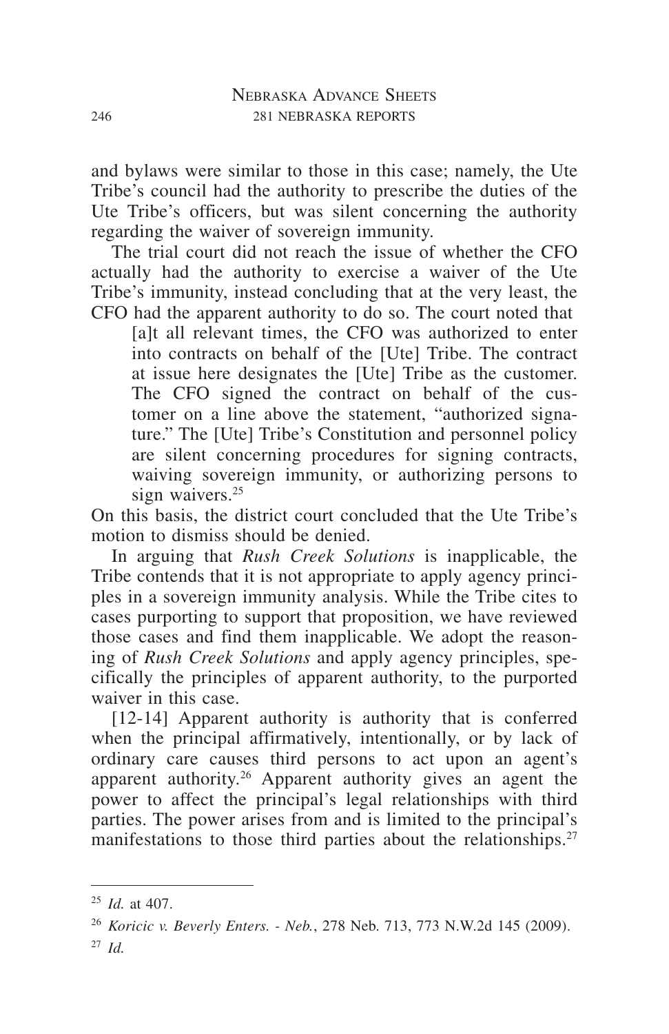and bylaws were similar to those in this case; namely, the Ute Tribe's council had the authority to prescribe the duties of the Ute Tribe's officers, but was silent concerning the authority regarding the waiver of sovereign immunity.

The trial court did not reach the issue of whether the CFO actually had the authority to exercise a waiver of the Ute Tribe's immunity, instead concluding that at the very least, the CFO had the apparent authority to do so. The court noted that

> [a]t all relevant times, the CFO was authorized to enter into contracts on behalf of the [Ute] Tribe. The contract at issue here designates the [Ute] Tribe as the customer. The CFO signed the contract on behalf of the customer on a line above the statement, "authorized signature." The [Ute] Tribe's Constitution and personnel policy are silent concerning procedures for signing contracts, waiving sovereign immunity, or authorizing persons to sign waivers.[25]

On this basis, the district court concluded that the Ute Tribe's motion to dismiss should be denied.

In arguing that *Rush Creek Solutions* is inapplicable, the Tribe contends that it is not appropriate to apply agency principles in a sovereign immunity analysis. While the Tribe cites to cases purporting to support that proposition, we have reviewed those cases and find them inapplicable. We adopt the reasoning of *Rush Creek Solutions* and apply agency principles, specifically the principles of apparent authority, to the purported waiver in this case.

[12-14] Apparent authority is authority that is conferred when the principal affirmatively, intentionally, or by lack of ordinary care causes third persons to act upon an agent's apparent authority.[26] Apparent authority gives an agent the power to affect the principal's legal relationships with third parties. The power arises from and is limited to the principal's manifestations to those third parties about the relationships.[27]

---

[25] *Id.* at 407.

[26] *Koricic v. Beverly Enters. - Neb.*, 278 Neb. 713, 773 N.W.2d 145 (2009).

[27] *Id.*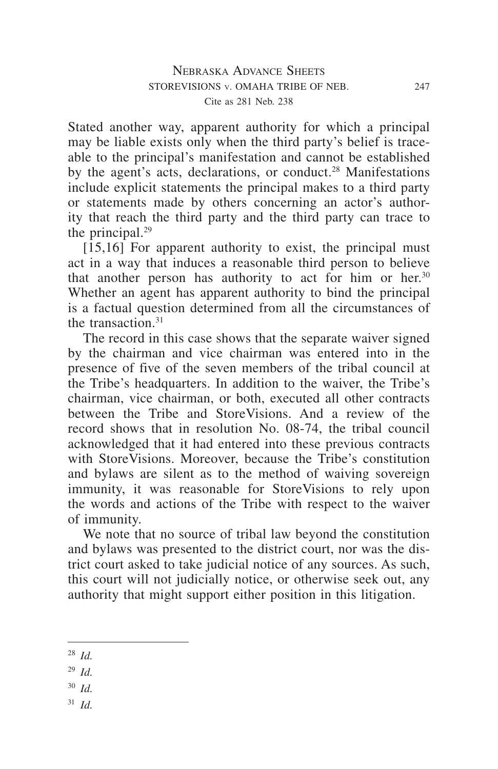Stated another way, apparent authority for which a principal may be liable exists only when the third party's belief is traceable to the principal's manifestation and cannot be established by the agent's acts, declarations, or conduct.[28] Manifestations include explicit statements the principal makes to a third party or statements made by others concerning an actor's authority that reach the third party and the third party can trace to the principal.[29]

[15,16] For apparent authority to exist, the principal must act in a way that induces a reasonable third person to believe that another person has authority to act for him or her.[30] Whether an agent has apparent authority to bind the principal is a factual question determined from all the circumstances of the transaction.[31]

The record in this case shows that the separate waiver signed by the chairman and vice chairman was entered into in the presence of five of the seven members of the tribal council at the Tribe's headquarters. In addition to the waiver, the Tribe's chairman, vice chairman, or both, executed all other contracts between the Tribe and StoreVisions. And a review of the record shows that in resolution No. 08-74, the tribal council acknowledged that it had entered into these previous contracts with StoreVisions. Moreover, because the Tribe's constitution and bylaws are silent as to the method of waiving sovereign immunity, it was reasonable for StoreVisions to rely upon the words and actions of the Tribe with respect to the waiver of immunity.

We note that no source of tribal law beyond the constitution and bylaws was presented to the district court, nor was the district court asked to take judicial notice of any sources. As such, this court will not judicially notice, or otherwise seek out, any authority that might support either position in this litigation.

---

[28] *Id.*

[29] *Id.*

[30] *Id.*

[31] *Id.*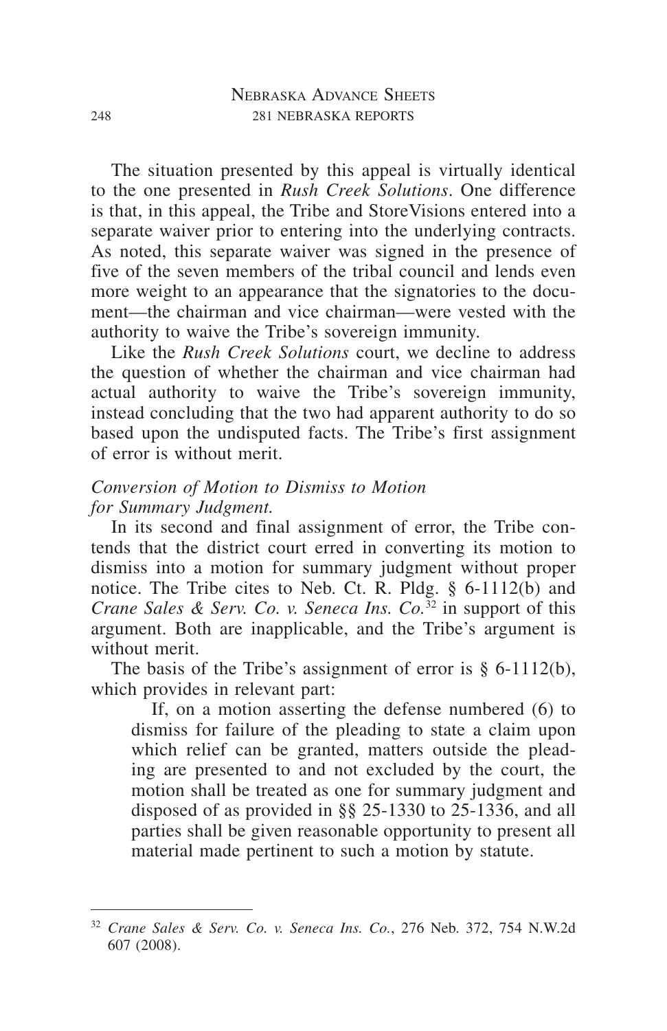The situation presented by this appeal is virtually identical to the one presented in *Rush Creek Solutions*. One difference is that, in this appeal, the Tribe and StoreVisions entered into a separate waiver prior to entering into the underlying contracts. As noted, this separate waiver was signed in the presence of five of the seven members of the tribal council and lends even more weight to an appearance that the signatories to the document—the chairman and vice chairman—were vested with the authority to waive the Tribe's sovereign immunity.

Like the *Rush Creek Solutions* court, we decline to address the question of whether the chairman and vice chairman had actual authority to waive the Tribe's sovereign immunity, instead concluding that the two had apparent authority to do so based upon the undisputed facts. The Tribe's first assignment of error is without merit.

*Conversion of Motion to Dismiss to Motion for Summary Judgment.*

In its second and final assignment of error, the Tribe contends that the district court erred in converting its motion to dismiss into a motion for summary judgment without proper notice. The Tribe cites to Neb. Ct. R. Pldg. § 6-1112(b) and *Crane Sales & Serv. Co. v. Seneca Ins. Co.*[32] in support of this argument. Both are inapplicable, and the Tribe's argument is without merit.

The basis of the Tribe's assignment of error is § 6-1112(b), which provides in relevant part:

> If, on a motion asserting the defense numbered (6) to dismiss for failure of the pleading to state a claim upon which relief can be granted, matters outside the pleading are presented to and not excluded by the court, the motion shall be treated as one for summary judgment and disposed of as provided in §§ 25-1330 to 25-1336, and all parties shall be given reasonable opportunity to present all material made pertinent to such a motion by statute.

---

[32] *Crane Sales & Serv. Co. v. Seneca Ins. Co.*, 276 Neb. 372, 754 N.W.2d 607 (2008).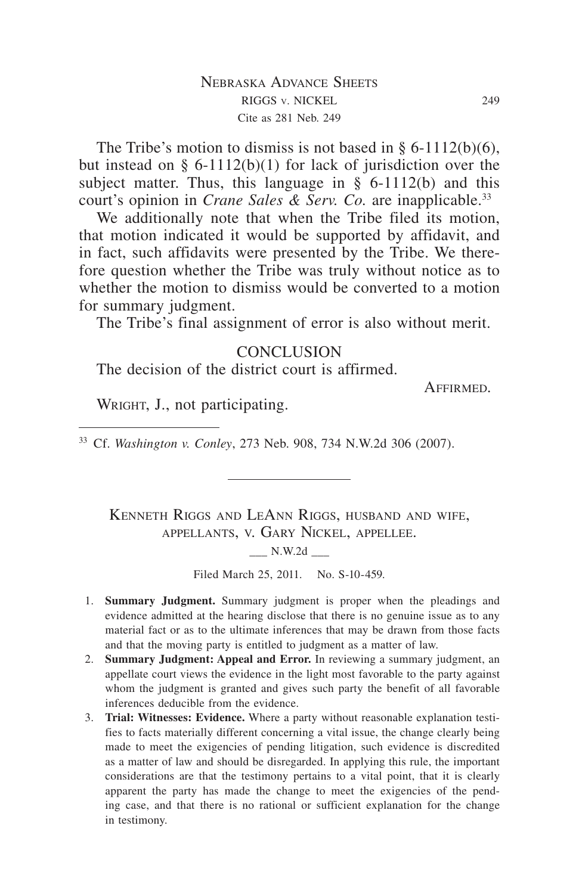The Tribe's motion to dismiss is not based in § 6-1112(b)(6), but instead on § 6-1112(b)(1) for lack of jurisdiction over the subject matter. Thus, this language in § 6-1112(b) and this court's opinion in *Crane Sales & Serv. Co.* are inapplicable.[33]

We additionally note that when the Tribe filed its motion, that motion indicated it would be supported by affidavit, and in fact, such affidavits were presented by the Tribe. We therefore question whether the Tribe was truly without notice as to whether the motion to dismiss would be converted to a motion for summary judgment.

The Tribe's final assignment of error is also without merit.

## CONCLUSION

The decision of the district court is affirmed.

AFFIRMED.

WRIGHT, J., not participating.

---

[33] Cf. *Washington v. Conley*, 273 Neb. 908, 734 N.W.2d 306 (2007).

---

# KENNETH RIGGS AND LEANN RIGGS, HUSBAND AND WIFE, APPELLANTS, v. GARY NICKEL, APPELLEE.

___ N.W.2d ___

Filed March 25, 2011. No. S-10-459.

1. **Summary Judgment.** Summary judgment is proper when the pleadings and evidence admitted at the hearing disclose that there is no genuine issue as to any material fact or as to the ultimate inferences that may be drawn from those facts and that the moving party is entitled to judgment as a matter of law.
2. **Summary Judgment: Appeal and Error.** In reviewing a summary judgment, an appellate court views the evidence in the light most favorable to the party against whom the judgment is granted and gives such party the benefit of all favorable inferences deducible from the evidence.
3. **Trial: Witnesses: Evidence.** Where a party without reasonable explanation testifies to facts materially different concerning a vital issue, the change clearly being made to meet the exigencies of pending litigation, such evidence is discredited as a matter of law and should be disregarded. In applying this rule, the important considerations are that the testimony pertains to a vital point, that it is clearly apparent the party has made the change to meet the exigencies of the pending case, and that there is no rational or sufficient explanation for the change in testimony.